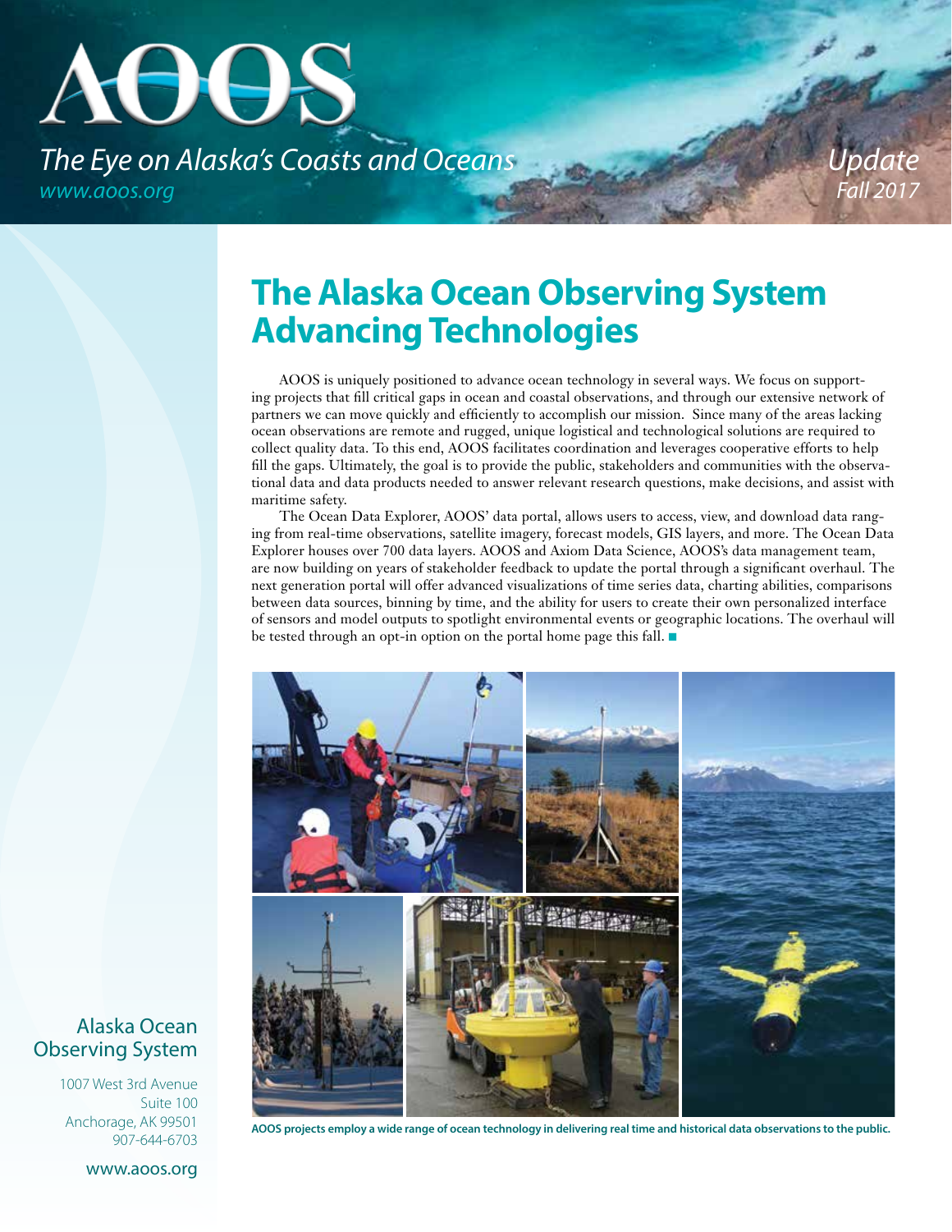# AOOS

*The Eye on Alaska's Coasts and Oceans*

*www.aoos.org*

*Update*
*Fall 2017*

## The Alaska Ocean Observing System Advancing Technologies

AOOS is uniquely positioned to advance ocean technology in several ways. We focus on supporting projects that fill critical gaps in ocean and coastal observations, and through our extensive network of partners we can move quickly and efficiently to accomplish our mission. Since many of the areas lacking ocean observations are remote and rugged, unique logistical and technological solutions are required to collect quality data. To this end, AOOS facilitates coordination and leverages cooperative efforts to help fill the gaps. Ultimately, the goal is to provide the public, stakeholders and communities with the observational data and data products needed to answer relevant research questions, make decisions, and assist with maritime safety.

The Ocean Data Explorer, AOOS' data portal, allows users to access, view, and download data ranging from real-time observations, satellite imagery, forecast models, GIS layers, and more. The Ocean Data Explorer houses over 700 data layers. AOOS and Axiom Data Science, AOOS's data management team, are now building on years of stakeholder feedback to update the portal through a significant overhaul. The next generation portal will offer advanced visualizations of time series data, charting abilities, comparisons between data sources, binning by time, and the ability for users to create their own personalized interface of sensors and model outputs to spotlight environmental events or geographic locations. The overhaul will be tested through an opt-in option on the portal home page this fall. ■

**AOOS projects employ a wide range of ocean technology in delivering real time and historical data observations to the public.**

Alaska Ocean Observing System

1007 West 3rd Avenue
Suite 100
Anchorage, AK 99501
907-644-6703

www.aoos.org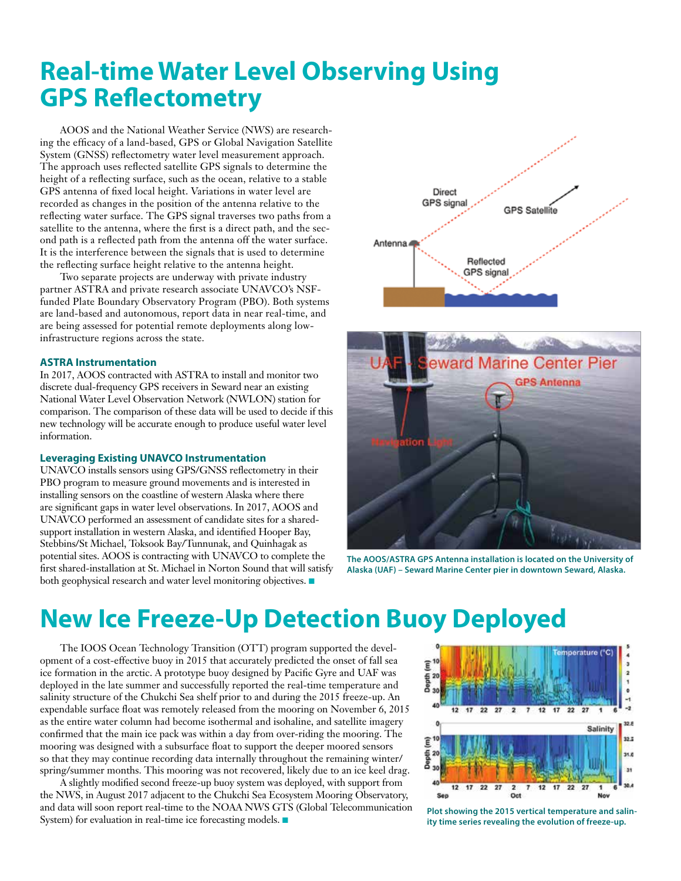# Real-time Water Level Observing Using GPS Reflectometry

AOOS and the National Weather Service (NWS) are researching the efficacy of a land-based, GPS or Global Navigation Satellite System (GNSS) reflectometry water level measurement approach. The approach uses reflected satellite GPS signals to determine the height of a reflecting surface, such as the ocean, relative to a stable GPS antenna of fixed local height. Variations in water level are recorded as changes in the position of the antenna relative to the reflecting water surface. The GPS signal traverses two paths from a satellite to the antenna, where the first is a direct path, and the second path is a reflected path from the antenna off the water surface. It is the interference between the signals that is used to determine the reflecting surface height relative to the antenna height.

Two separate projects are underway with private industry partner ASTRA and private research associate UNAVCO's NSF-funded Plate Boundary Observatory Program (PBO). Both systems are land-based and autonomous, report data in near real-time, and are being assessed for potential remote deployments along low-infrastructure regions across the state.

### ASTRA Instrumentation

In 2017, AOOS contracted with ASTRA to install and monitor two discrete dual-frequency GPS receivers in Seward near an existing National Water Level Observation Network (NWLON) station for comparison. The comparison of these data will be used to decide if this new technology will be accurate enough to produce useful water level information.

### Leveraging Existing UNAVCO Instrumentation

UNAVCO installs sensors using GPS/GNSS reflectometry in their PBO program to measure ground movements and is interested in installing sensors on the coastline of western Alaska where there are significant gaps in water level observations. In 2017, AOOS and UNAVCO performed an assessment of candidate sites for a shared-support installation in western Alaska, and identified Hooper Bay, Stebbins/St Michael, Toksook Bay/Tunnunak, and Quinhagak as potential sites. AOOS is contracting with UNAVCO to complete the first shared-installation at St. Michael in Norton Sound that will satisfy both geophysical research and water level monitoring objectives. ■

Direct GPS signal | GPS Satellite | Antenna | Reflected GPS signal

UAF - Seward Marine Center Pier | GPS Antenna | Navigation Light

**The AOOS/ASTRA GPS Antenna installation is located on the University of Alaska (UAF) – Seward Marine Center pier in downtown Seward, Alaska.**

# New Ice Freeze-Up Detection Buoy Deployed

The IOOS Ocean Technology Transition (OTT) program supported the development of a cost-effective buoy in 2015 that accurately predicted the onset of fall sea ice formation in the arctic. A prototype buoy designed by Pacific Gyre and UAF was deployed in the late summer and successfully reported the real-time temperature and salinity structure of the Chukchi Sea shelf prior to and during the 2015 freeze-up. An expendable surface float was remotely released from the mooring on November 6, 2015 as the entire water column had become isothermal and isohaline, and satellite imagery confirmed that the main ice pack was within a day from over-riding the mooring. The mooring was designed with a subsurface float to support the deeper moored sensors so that they may continue recording data internally throughout the remaining winter/spring/summer months. This mooring was not recovered, likely due to an ice keel drag.

A slightly modified second freeze-up buoy system was deployed, with support from the NWS, in August 2017 adjacent to the Chukchi Sea Ecosystem Mooring Observatory, and data will soon report real-time to the NOAA NWS GTS (Global Telecommunication System) for evaluation in real-time ice forecasting models. ■

**Plot showing the 2015 vertical temperature and salinity time series revealing the evolution of freeze-up.**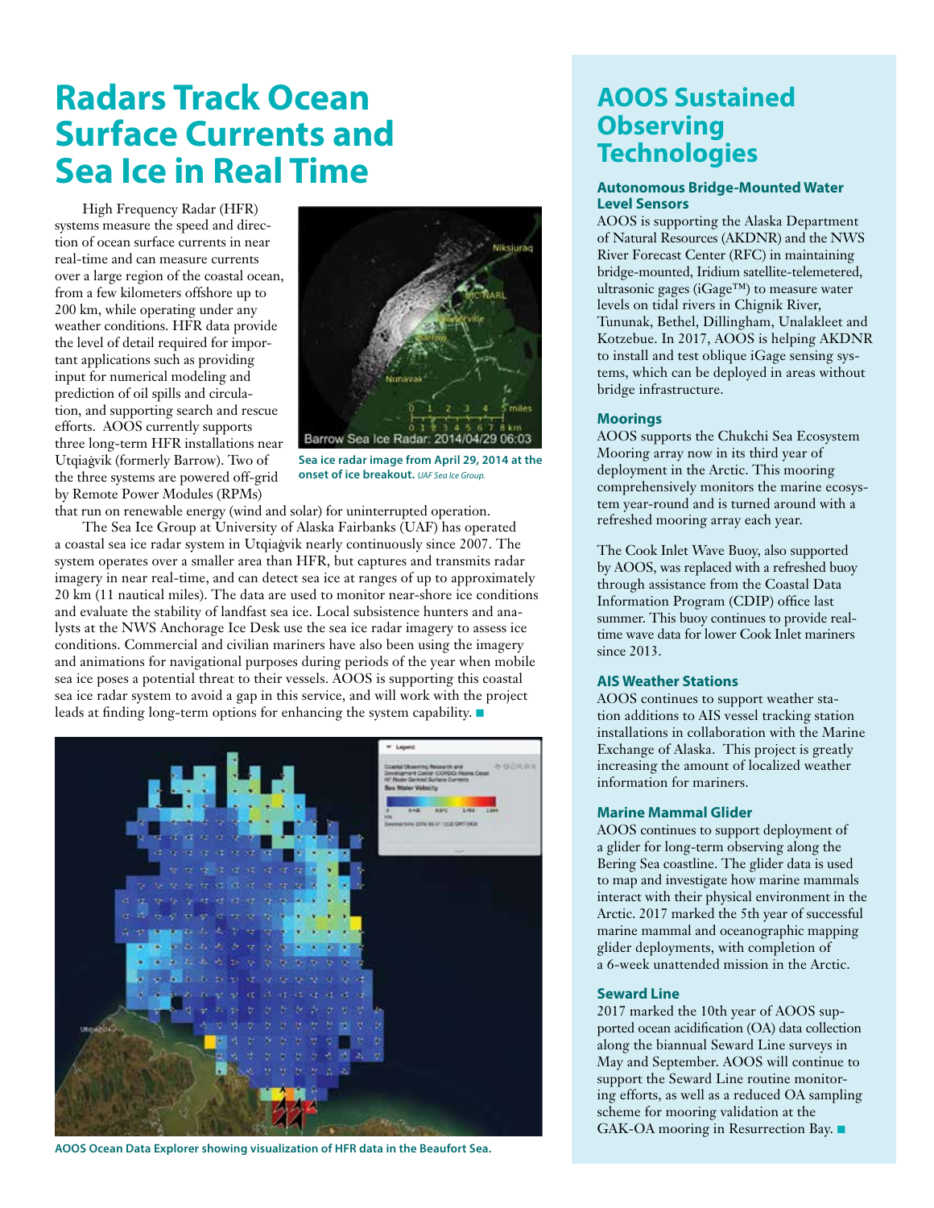# Radars Track Ocean Surface Currents and Sea Ice in Real Time

High Frequency Radar (HFR) systems measure the speed and direction of ocean surface currents in near real-time and can measure currents over a large region of the coastal ocean, from a few kilometers offshore up to 200 km, while operating under any weather conditions. HFR data provide the level of detail required for important applications such as providing input for numerical modeling and prediction of oil spills and circulation, and supporting search and rescue efforts. AOOS currently supports three long-term HFR installations near Utqiaġvik (formerly Barrow). Two of the three systems are powered off-grid by Remote Power Modules (RPMs) that run on renewable energy (wind and solar) for uninterrupted operation.

The Sea Ice Group at University of Alaska Fairbanks (UAF) has operated a coastal sea ice radar system in Utqiaġvik nearly continuously since 2007. The system operates over a smaller area than HFR, but captures and transmits radar imagery in near real-time, and can detect sea ice at ranges of up to approximately 20 km (11 nautical miles). The data are used to monitor near-shore ice conditions and evaluate the stability of landfast sea ice. Local subsistence hunters and analysts at the NWS Anchorage Ice Desk use the sea ice radar imagery to assess ice conditions. Commercial and civilian mariners have also been using the imagery and animations for navigational purposes during periods of the year when mobile sea ice poses a potential threat to their vessels. AOOS is supporting this coastal sea ice radar system to avoid a gap in this service, and will work with the project leads at finding long-term options for enhancing the system capability. ■

**Sea ice radar image from April 29, 2014 at the onset of ice breakout.** *UAF Sea Ice Group.*

**AOOS Ocean Data Explorer showing visualization of HFR data in the Beaufort Sea.**

## AOOS Sustained Observing Technologies

### Autonomous Bridge-Mounted Water Level Sensors

AOOS is supporting the Alaska Department of Natural Resources (AKDNR) and the NWS River Forecast Center (RFC) in maintaining bridge-mounted, Iridium satellite-telemetered, ultrasonic gages (iGage™) to measure water levels on tidal rivers in Chignik River, Tununak, Bethel, Dillingham, Unalakleet and Kotzebue. In 2017, AOOS is helping AKDNR to install and test oblique iGage sensing systems, which can be deployed in areas without bridge infrastructure.

### Moorings

AOOS supports the Chukchi Sea Ecosystem Mooring array now in its third year of deployment in the Arctic. This mooring comprehensively monitors the marine ecosystem year-round and is turned around with a refreshed mooring array each year.

The Cook Inlet Wave Buoy, also supported by AOOS, was replaced with a refreshed buoy through assistance from the Coastal Data Information Program (CDIP) office last summer. This buoy continues to provide real-time wave data for lower Cook Inlet mariners since 2013.

### AIS Weather Stations

AOOS continues to support weather station additions to AIS vessel tracking station installations in collaboration with the Marine Exchange of Alaska. This project is greatly increasing the amount of localized weather information for mariners.

### Marine Mammal Glider

AOOS continues to support deployment of a glider for long-term observing along the Bering Sea coastline. The glider data is used to map and investigate how marine mammals interact with their physical environment in the Arctic. 2017 marked the 5th year of successful marine mammal and oceanographic mapping glider deployments, with completion of a 6-week unattended mission in the Arctic.

### Seward Line

2017 marked the 10th year of AOOS supported ocean acidification (OA) data collection along the biannual Seward Line surveys in May and September. AOOS will continue to support the Seward Line routine monitoring efforts, as well as a reduced OA sampling scheme for mooring validation at the GAK-OA mooring in Resurrection Bay. ■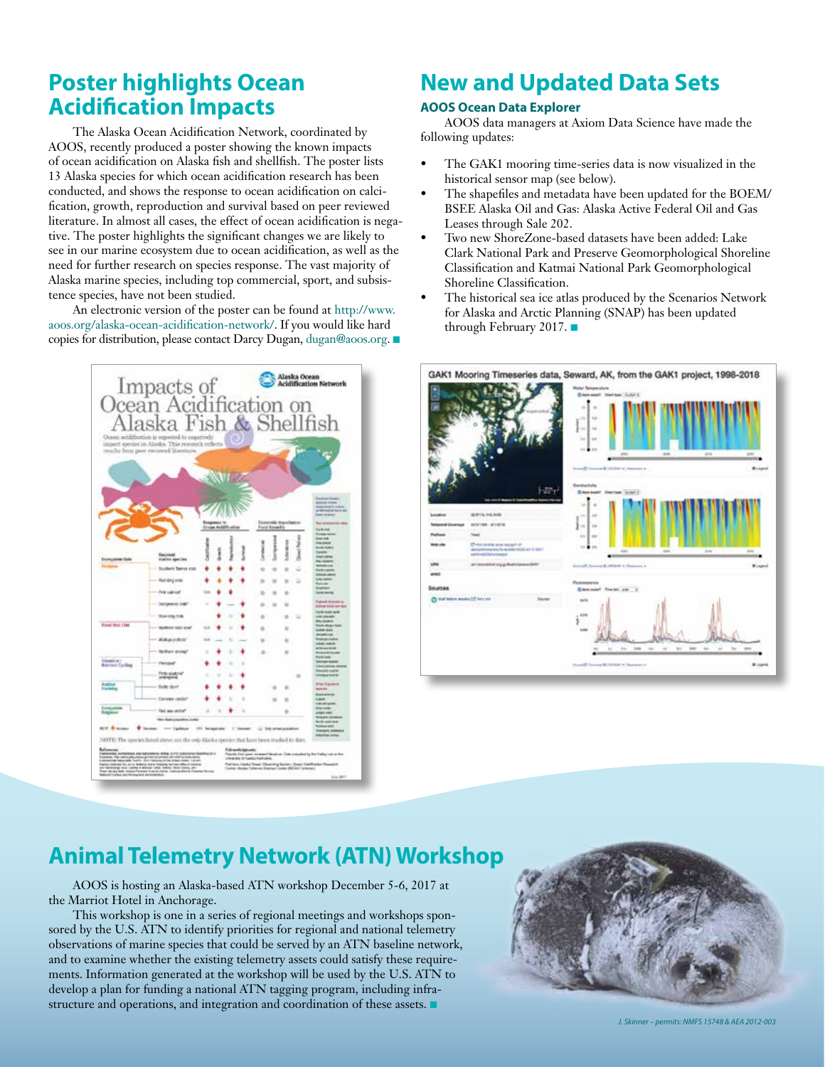## Poster highlights Ocean Acidification Impacts

The Alaska Ocean Acidification Network, coordinated by AOOS, recently produced a poster showing the known impacts of ocean acidification on Alaska fish and shellfish. The poster lists 13 Alaska species for which ocean acidification research has been conducted, and shows the response to ocean acidification on calcification, growth, reproduction and survival based on peer reviewed literature. In almost all cases, the effect of ocean acidification is negative. The poster highlights the significant changes we are likely to see in our marine ecosystem due to ocean acidification, as well as the need for further research on species response. The vast majority of Alaska marine species, including top commercial, sport, and subsistence species, have not been studied.

An electronic version of the poster can be found at http://www.aoos.org/alaska-ocean-acidification-network/. If you would like hard copies for distribution, please contact Darcy Dugan, dugan@aoos.org. ■

## New and Updated Data Sets

### AOOS Ocean Data Explorer

AOOS data managers at Axiom Data Science have made the following updates:

- The GAK1 mooring time-series data is now visualized in the historical sensor map (see below).
- The shapefiles and metadata have been updated for the BOEM/BSEE Alaska Oil and Gas: Alaska Active Federal Oil and Gas Leases through Sale 202.
- Two new ShoreZone-based datasets have been added: Lake Clark National Park and Preserve Geomorphological Shoreline Classification and Katmai National Park Geomorphological Shoreline Classification.
- The historical sea ice atlas produced by the Scenarios Network for Alaska and Arctic Planning (SNAP) has been updated through February 2017. ■

GAK1 Mooring Timeseries data, Seward, AK, from the GAK1 project, 1998-2018

## Animal Telemetry Network (ATN) Workshop

AOOS is hosting an Alaska-based ATN workshop December 5-6, 2017 at the Marriot Hotel in Anchorage.

This workshop is one in a series of regional meetings and workshops sponsored by the U.S. ATN to identify priorities for regional and national telemetry observations of marine species that could be served by an ATN baseline network, and to examine whether the existing telemetry assets could satisfy these requirements. Information generated at the workshop will be used by the U.S. ATN to develop a plan for funding a national ATN tagging program, including infrastructure and operations, and integration and coordination of these assets. ■

*J. Skinner – permits: NMFS 15748 & AEA 2012-003*